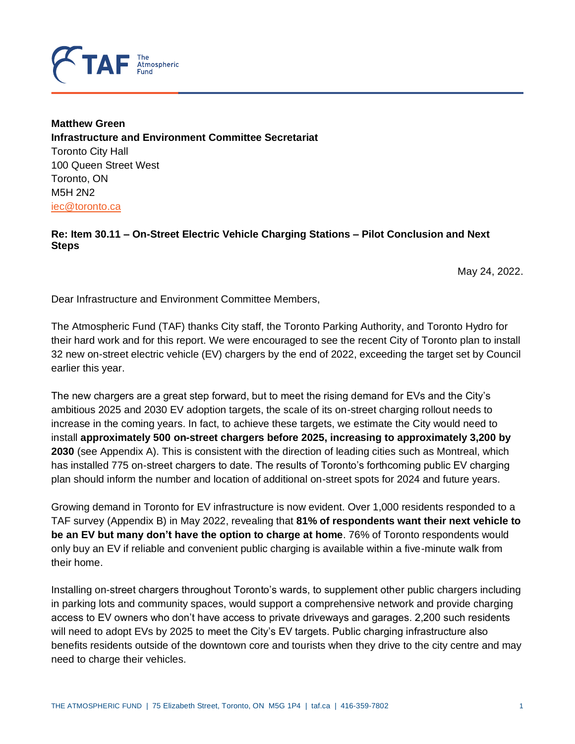**Matthew Green**
**Infrastructure and Environment Committee Secretariat**
Toronto City Hall
100 Queen Street West
Toronto, ON
M5H 2N2
iec@toronto.ca

**Re: Item 30.11 – On-Street Electric Vehicle Charging Stations – Pilot Conclusion and Next Steps**

May 24, 2022.

Dear Infrastructure and Environment Committee Members,

The Atmospheric Fund (TAF) thanks City staff, the Toronto Parking Authority, and Toronto Hydro for their hard work and for this report. We were encouraged to see the recent City of Toronto plan to install 32 new on-street electric vehicle (EV) chargers by the end of 2022, exceeding the target set by Council earlier this year.

The new chargers are a great step forward, but to meet the rising demand for EVs and the City's ambitious 2025 and 2030 EV adoption targets, the scale of its on-street charging rollout needs to increase in the coming years. In fact, to achieve these targets, we estimate the City would need to install **approximately 500 on-street chargers before 2025, increasing to approximately 3,200 by 2030** (see Appendix A). This is consistent with the direction of leading cities such as Montreal, which has installed 775 on-street chargers to date. The results of Toronto's forthcoming public EV charging plan should inform the number and location of additional on-street spots for 2024 and future years.

Growing demand in Toronto for EV infrastructure is now evident. Over 1,000 residents responded to a TAF survey (Appendix B) in May 2022, revealing that **81% of respondents want their next vehicle to be an EV but many don't have the option to charge at home**. 76% of Toronto respondents would only buy an EV if reliable and convenient public charging is available within a five-minute walk from their home.

Installing on-street chargers throughout Toronto's wards, to supplement other public chargers including in parking lots and community spaces, would support a comprehensive network and provide charging access to EV owners who don't have access to private driveways and garages. 2,200 such residents will need to adopt EVs by 2025 to meet the City's EV targets. Public charging infrastructure also benefits residents outside of the downtown core and tourists when they drive to the city centre and may need to charge their vehicles.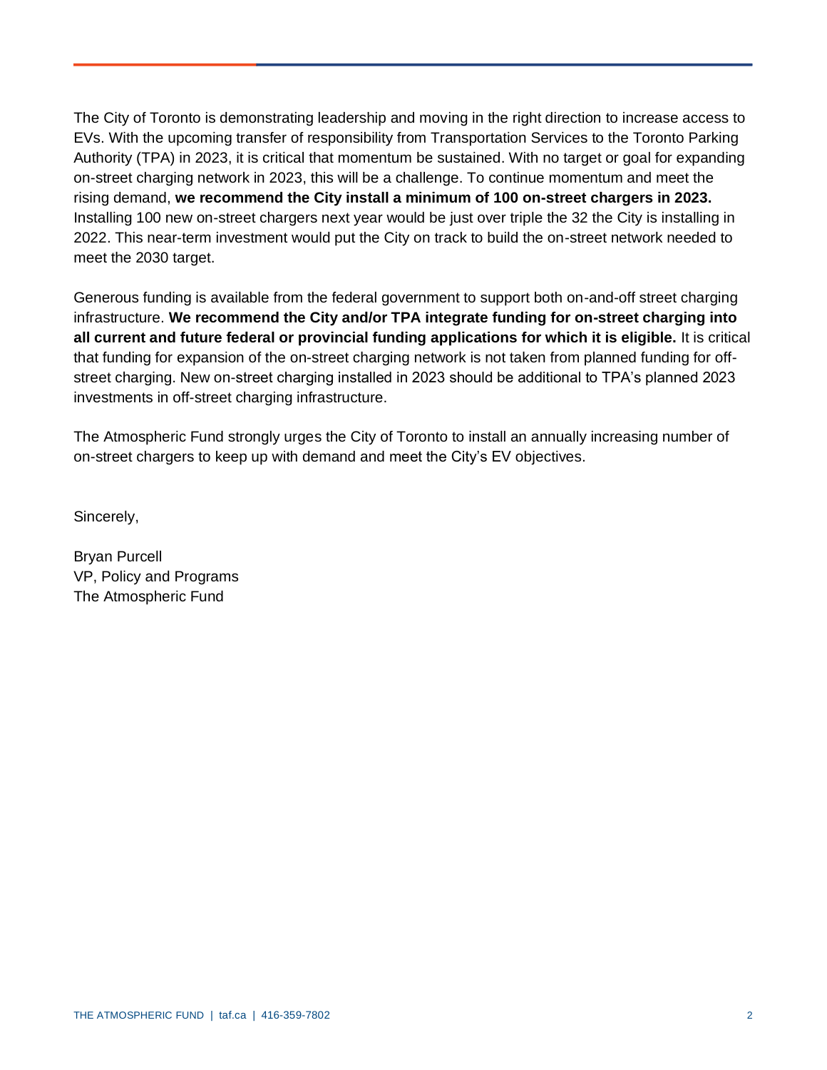The City of Toronto is demonstrating leadership and moving in the right direction to increase access to EVs. With the upcoming transfer of responsibility from Transportation Services to the Toronto Parking Authority (TPA) in 2023, it is critical that momentum be sustained. With no target or goal for expanding on-street charging network in 2023, this will be a challenge. To continue momentum and meet the rising demand, **we recommend the City install a minimum of 100 on-street chargers in 2023.** Installing 100 new on-street chargers next year would be just over triple the 32 the City is installing in 2022. This near-term investment would put the City on track to build the on-street network needed to meet the 2030 target.

Generous funding is available from the federal government to support both on-and-off street charging infrastructure. **We recommend the City and/or TPA integrate funding for on-street charging into all current and future federal or provincial funding applications for which it is eligible.** It is critical that funding for expansion of the on-street charging network is not taken from planned funding for off-street charging. New on-street charging installed in 2023 should be additional to TPA's planned 2023 investments in off-street charging infrastructure.

The Atmospheric Fund strongly urges the City of Toronto to install an annually increasing number of on-street chargers to keep up with demand and meet the City's EV objectives.

Sincerely,

Bryan Purcell
VP, Policy and Programs
The Atmospheric Fund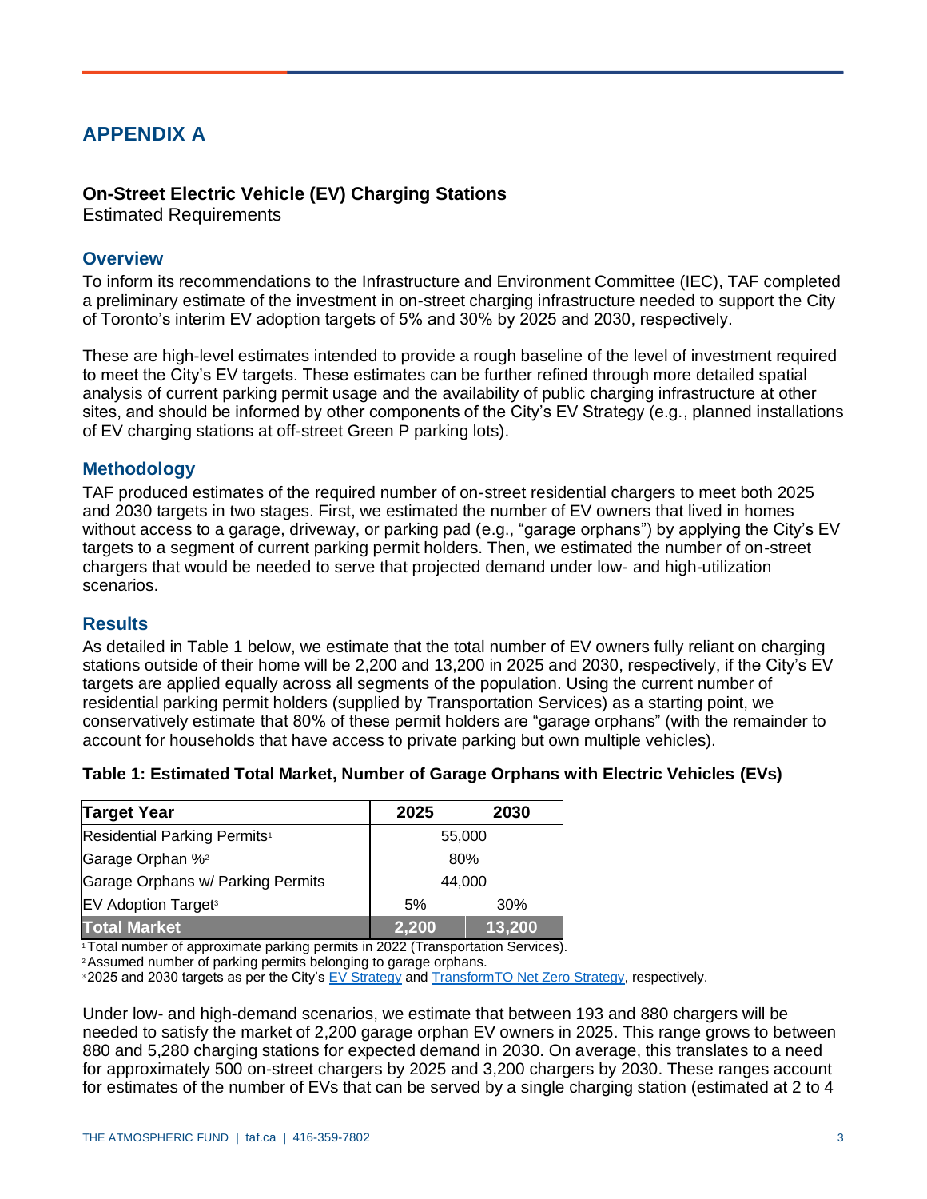# APPENDIX A

### On-Street Electric Vehicle (EV) Charging Stations

Estimated Requirements

## Overview

To inform its recommendations to the Infrastructure and Environment Committee (IEC), TAF completed a preliminary estimate of the investment in on-street charging infrastructure needed to support the City of Toronto's interim EV adoption targets of 5% and 30% by 2025 and 2030, respectively.

These are high-level estimates intended to provide a rough baseline of the level of investment required to meet the City's EV targets. These estimates can be further refined through more detailed spatial analysis of current parking permit usage and the availability of public charging infrastructure at other sites, and should be informed by other components of the City's EV Strategy (e.g., planned installations of EV charging stations at off-street Green P parking lots).

## Methodology

TAF produced estimates of the required number of on-street residential chargers to meet both 2025 and 2030 targets in two stages. First, we estimated the number of EV owners that lived in homes without access to a garage, driveway, or parking pad (e.g., "garage orphans") by applying the City's EV targets to a segment of current parking permit holders. Then, we estimated the number of on-street chargers that would be needed to serve that projected demand under low- and high-utilization scenarios.

## Results

As detailed in Table 1 below, we estimate that the total number of EV owners fully reliant on charging stations outside of their home will be 2,200 and 13,200 in 2025 and 2030, respectively, if the City's EV targets are applied equally across all segments of the population. Using the current number of residential parking permit holders (supplied by Transportation Services) as a starting point, we conservatively estimate that 80% of these permit holders are "garage orphans" (with the remainder to account for households that have access to private parking but own multiple vehicles).

**Table 1: Estimated Total Market, Number of Garage Orphans with Electric Vehicles (EVs)**

| Target Year | 2025 | 2030 |
|---|---|---|
| Residential Parking Permits[1] | 55,000 | |
| Garage Orphan %[2] | 80% | |
| Garage Orphans w/ Parking Permits | 44,000 | |
| EV Adoption Target[3] | 5% | 30% |
| **Total Market** | **2,200** | **13,200** |

[1] Total number of approximate parking permits in 2022 (Transportation Services).
[2] Assumed number of parking permits belonging to garage orphans.
[3] 2025 and 2030 targets as per the City's EV Strategy and TransformTO Net Zero Strategy, respectively.

Under low- and high-demand scenarios, we estimate that between 193 and 880 chargers will be needed to satisfy the market of 2,200 garage orphan EV owners in 2025. This range grows to between 880 and 5,280 charging stations for expected demand in 2030. On average, this translates to a need for approximately 500 on-street chargers by 2025 and 3,200 chargers by 2030. These ranges account for estimates of the number of EVs that can be served by a single charging station (estimated at 2 to 4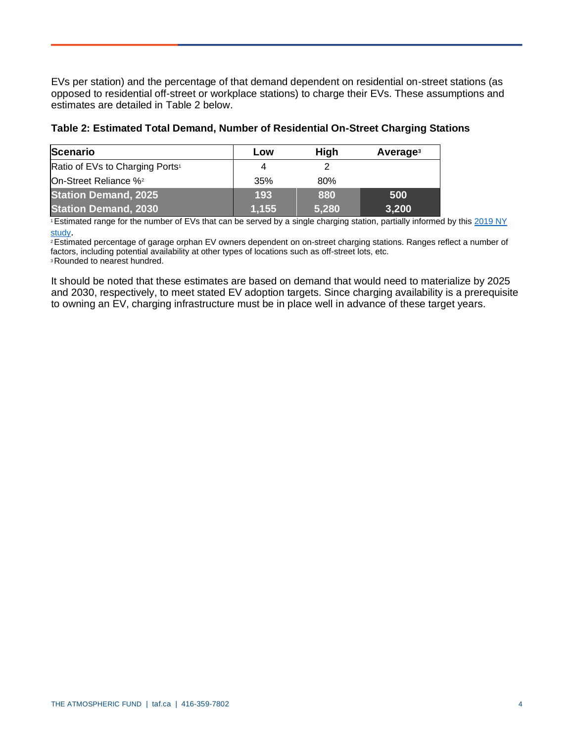EVs per station) and the percentage of that demand dependent on residential on-street stations (as opposed to residential off-street or workplace stations) to charge their EVs. These assumptions and estimates are detailed in Table 2 below.

**Table 2: Estimated Total Demand, Number of Residential On-Street Charging Stations**

| Scenario | Low | High | Average[3] |
|---|---|---|---|
| Ratio of EVs to Charging Ports[1] | 4 | 2 | |
| On-Street Reliance %[2] | 35% | 80% | |
| **Station Demand, 2025** | **193** | **880** | **500** |
| **Station Demand, 2030** | **1,155** | **5,280** | **3,200** |

[1] Estimated range for the number of EVs that can be served by a single charging station, partially informed by this 2019 NY study.
[2] Estimated percentage of garage orphan EV owners dependent on on-street charging stations. Ranges reflect a number of factors, including potential availability at other types of locations such as off-street lots, etc.
[3] Rounded to nearest hundred.

It should be noted that these estimates are based on demand that would need to materialize by 2025 and 2030, respectively, to meet stated EV adoption targets. Since charging availability is a prerequisite to owning an EV, charging infrastructure must be in place well in advance of these target years.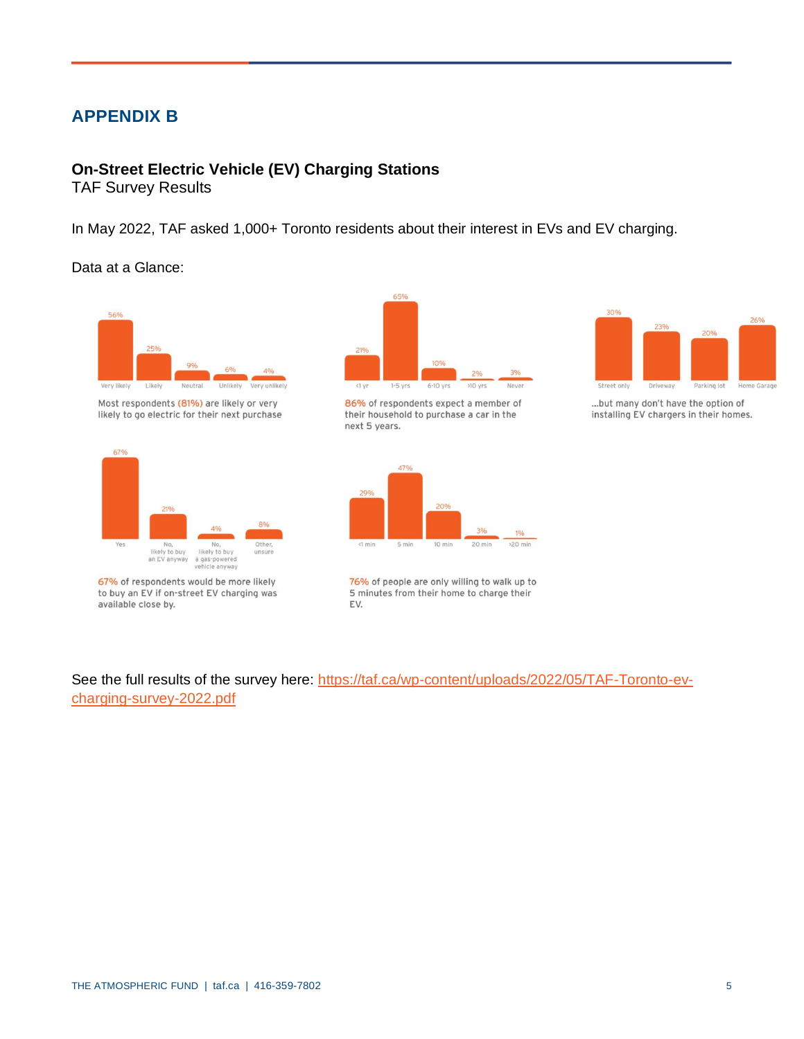## APPENDIX B

**On-Street Electric Vehicle (EV) Charging Stations**
TAF Survey Results

In May 2022, TAF asked 1,000+ Toronto residents about their interest in EVs and EV charging.

Data at a Glance:

56%
25%
9%
6%
4%
Very likely
Likely
Neutral
Unlikely
Very unlikely

Most respondents (81%) are likely or very likely to go electric for their next purchase

65%
21%
10%
2%
3%
<1 yr
1-5 yrs
6-10 yrs
>10 yrs
Never

86% of respondents expect a member of their household to purchase a car in the next 5 years.

30%
23%
20%
26%
Street only
Driveway
Parking lot
Home Garage

...but many don't have the option of installing EV chargers in their homes.

67%
21%
4%
8%
Yes
No, likely to buy an EV anyway
No, likely to buy a gas-powered vehicle anyway
Other, unsure

67% of respondents would be more likely to buy an EV if on-street EV charging was available close by.

29%
47%
20%
3%
1%
<1 min
5 min
10 min
20 min
>20 min

76% of people are only willing to walk up to 5 minutes from their home to charge their EV.

See the full results of the survey here: [https://taf.ca/wp-content/uploads/2022/05/TAF-Toronto-ev-charging-survey-2022.pdf](https://taf.ca/wp-content/uploads/2022/05/TAF-Toronto-ev-charging-survey-2022.pdf)